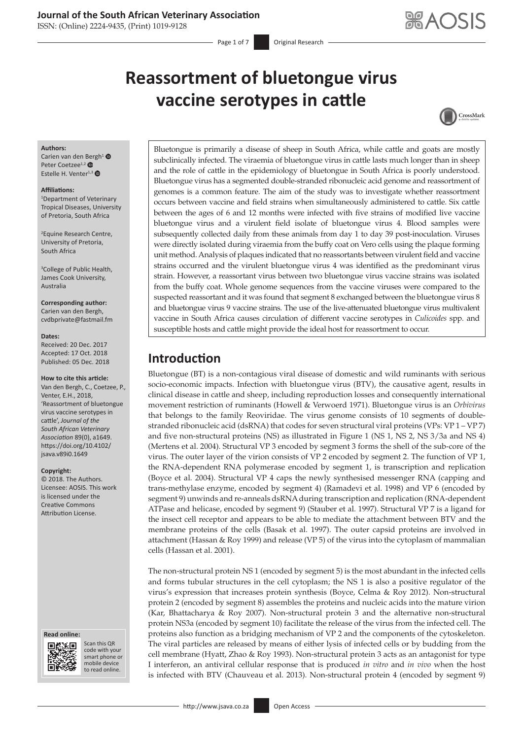# Reassortment of bluetongue virus vaccine serotypes in cattle

**Authors:**
Carien van den Bergh[1]
Peter Coetzee[1,2]
Estelle H. Venter[1,3]

**Affiliations:**
[1]Department of Veterinary Tropical Diseases, University of Pretoria, South Africa

[2]Equine Research Centre, University of Pretoria, South Africa

[3]College of Public Health, James Cook University, Australia

**Corresponding author:**
Carien van den Bergh,
cvdbprivate@fastmail.fm

**Dates:**
Received: 20 Dec. 2017
Accepted: 17 Oct. 2018
Published: 05 Dec. 2018

**How to cite this article:**
Van den Bergh, C., Coetzee, P., Venter, E.H., 2018, 'Reassortment of bluetongue virus vaccine serotypes in cattle', *Journal of the South African Veterinary Association* 89(0), a1649. https://doi.org/10.4102/jsava.v89i0.1649

**Copyright:**
© 2018. The Authors. Licensee: AOSIS. This work is licensed under the Creative Commons Attribution License.

Bluetongue is primarily a disease of sheep in South Africa, while cattle and goats are mostly subclinically infected. The viraemia of bluetongue virus in cattle lasts much longer than in sheep and the role of cattle in the epidemiology of bluetongue in South Africa is poorly understood. Bluetongue virus has a segmented double-stranded ribonucleic acid genome and reassortment of genomes is a common feature. The aim of the study was to investigate whether reassortment occurs between vaccine and field strains when simultaneously administered to cattle. Six cattle between the ages of 6 and 12 months were infected with five strains of modified live vaccine bluetongue virus and a virulent field isolate of bluetongue virus 4. Blood samples were subsequently collected daily from these animals from day 1 to day 39 post-inoculation. Viruses were directly isolated during viraemia from the buffy coat on Vero cells using the plaque forming unit method. Analysis of plaques indicated that no reassortants between virulent field and vaccine strains occurred and the virulent bluetongue virus 4 was identified as the predominant virus strain. However, a reassortant virus between two bluetongue virus vaccine strains was isolated from the buffy coat. Whole genome sequences from the vaccine viruses were compared to the suspected reassortant and it was found that segment 8 exchanged between the bluetongue virus 8 and bluetongue virus 9 vaccine strains. The use of the live-attenuated bluetongue virus multivalent vaccine in South Africa causes circulation of different vaccine serotypes in *Culicoides* spp. and susceptible hosts and cattle might provide the ideal host for reassortment to occur.

## Introduction

Bluetongue (BT) is a non-contagious viral disease of domestic and wild ruminants with serious socio-economic impacts. Infection with bluetongue virus (BTV), the causative agent, results in clinical disease in cattle and sheep, including reproduction losses and consequently international movement restriction of ruminants (Howell & Verwoerd 1971). Bluetongue virus is an *Orbivirus* that belongs to the family Reoviridae. The virus genome consists of 10 segments of double-stranded ribonucleic acid (dsRNA) that codes for seven structural viral proteins (VPs: VP 1 – VP 7) and five non-structural proteins (NS) as illustrated in Figure 1 (NS 1, NS 2, NS 3/3a and NS 4) (Mertens et al. 2004). Structural VP 3 encoded by segment 3 forms the shell of the sub-core of the virus. The outer layer of the virion consists of VP 2 encoded by segment 2. The function of VP 1, the RNA-dependent RNA polymerase encoded by segment 1, is transcription and replication (Boyce et al. 2004). Structural VP 4 caps the newly synthesised messenger RNA (capping and trans-methylase enzyme, encoded by segment 4) (Ramadevi et al. 1998) and VP 6 (encoded by segment 9) unwinds and re-anneals dsRNA during transcription and replication (RNA-dependent ATPase and helicase, encoded by segment 9) (Stauber et al. 1997). Structural VP 7 is a ligand for the insect cell receptor and appears to be able to mediate the attachment between BTV and the membrane proteins of the cells (Basak et al. 1997). The outer capsid proteins are involved in attachment (Hassan & Roy 1999) and release (VP 5) of the virus into the cytoplasm of mammalian cells (Hassan et al. 2001).

The non-structural protein NS 1 (encoded by segment 5) is the most abundant in the infected cells and forms tubular structures in the cell cytoplasm; the NS 1 is also a positive regulator of the virus's expression that increases protein synthesis (Boyce, Celma & Roy 2012). Non-structural protein 2 (encoded by segment 8) assembles the proteins and nucleic acids into the mature virion (Kar, Bhattacharya & Roy 2007). Non-structural protein 3 and the alternative non-structural protein NS3a (encoded by segment 10) facilitate the release of the virus from the infected cell. The proteins also function as a bridging mechanism of VP 2 and the components of the cytoskeleton. The viral particles are released by means of either lysis of infected cells or by budding from the cell membrane (Hyatt, Zhao & Roy 1993). Non-structural protein 3 acts as an antagonist for type I interferon, an antiviral cellular response that is produced *in vitro* and *in vivo* when the host is infected with BTV (Chauveau et al. 2013). Non-structural protein 4 (encoded by segment 9)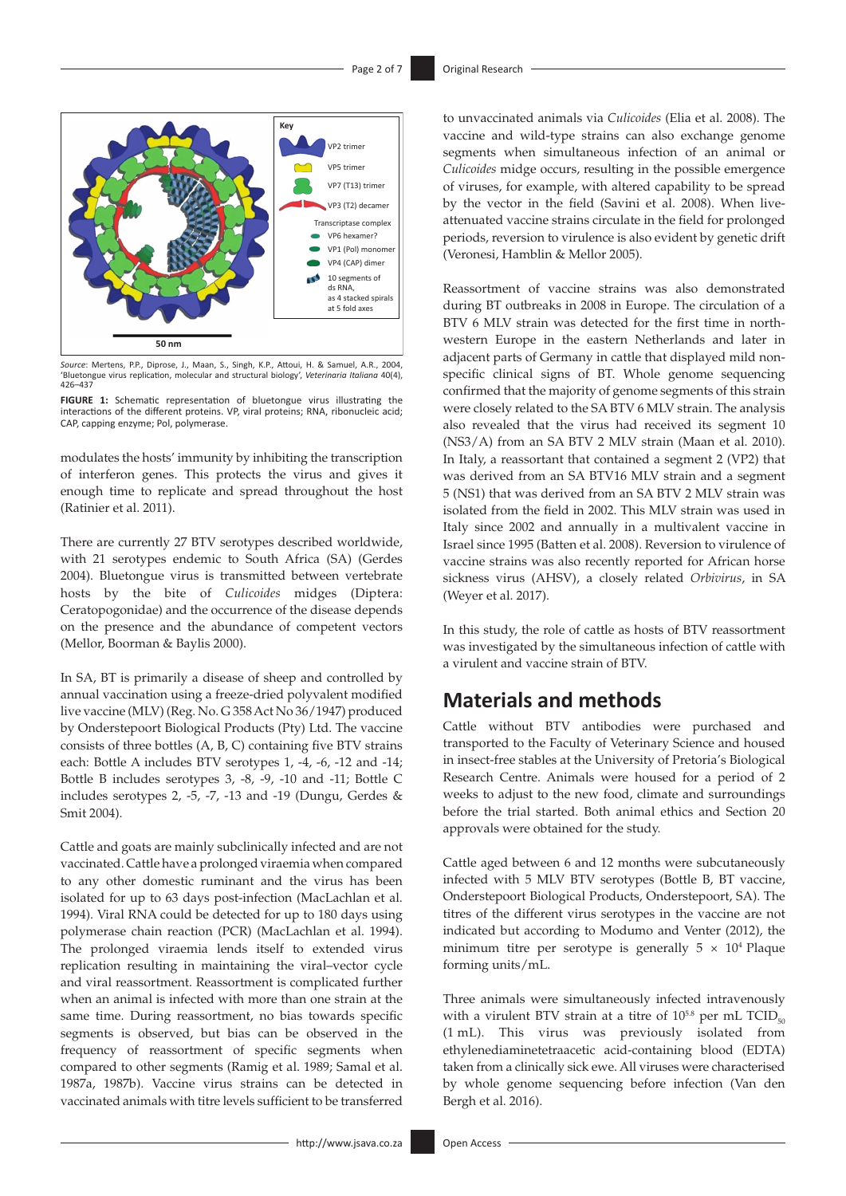*Source*: Mertens, P.P., Diprose, J., Maan, S., Singh, K.P., Attoui, H. & Samuel, A.R., 2004, 'Bluetongue virus replication, molecular and structural biology', *Veterinaria Italiana* 40(4), 426–437

**FIGURE 1:** Schematic representation of bluetongue virus illustrating the interactions of the different proteins. VP, viral proteins; RNA, ribonucleic acid; CAP, capping enzyme; Pol, polymerase.

modulates the hosts' immunity by inhibiting the transcription of interferon genes. This protects the virus and gives it enough time to replicate and spread throughout the host (Ratinier et al. 2011).

There are currently 27 BTV serotypes described worldwide, with 21 serotypes endemic to South Africa (SA) (Gerdes 2004). Bluetongue virus is transmitted between vertebrate hosts by the bite of *Culicoides* midges (Diptera: Ceratopogonidae) and the occurrence of the disease depends on the presence and the abundance of competent vectors (Mellor, Boorman & Baylis 2000).

In SA, BT is primarily a disease of sheep and controlled by annual vaccination using a freeze-dried polyvalent modified live vaccine (MLV) (Reg. No. G 358 Act No 36/1947) produced by Onderstepoort Biological Products (Pty) Ltd. The vaccine consists of three bottles (A, B, C) containing five BTV strains each: Bottle A includes BTV serotypes 1, -4, -6, -12 and -14; Bottle B includes serotypes 3, -8, -9, -10 and -11; Bottle C includes serotypes 2, -5, -7, -13 and -19 (Dungu, Gerdes & Smit 2004).

Cattle and goats are mainly subclinically infected and are not vaccinated. Cattle have a prolonged viraemia when compared to any other domestic ruminant and the virus has been isolated for up to 63 days post-infection (MacLachlan et al. 1994). Viral RNA could be detected for up to 180 days using polymerase chain reaction (PCR) (MacLachlan et al. 1994). The prolonged viraemia lends itself to extended virus replication resulting in maintaining the viral–vector cycle and viral reassortment. Reassortment is complicated further when an animal is infected with more than one strain at the same time. During reassortment, no bias towards specific segments is observed, but bias can be observed in the frequency of reassortment of specific segments when compared to other segments (Ramig et al. 1989; Samal et al. 1987a, 1987b). Vaccine virus strains can be detected in vaccinated animals with titre levels sufficient to be transferred to unvaccinated animals via *Culicoides* (Elia et al. 2008). The vaccine and wild-type strains can also exchange genome segments when simultaneous infection of an animal or *Culicoides* midge occurs, resulting in the possible emergence of viruses, for example, with altered capability to be spread by the vector in the field (Savini et al. 2008). When live-attenuated vaccine strains circulate in the field for prolonged periods, reversion to virulence is also evident by genetic drift (Veronesi, Hamblin & Mellor 2005).

Reassortment of vaccine strains was also demonstrated during BT outbreaks in 2008 in Europe. The circulation of a BTV 6 MLV strain was detected for the first time in north-western Europe in the eastern Netherlands and later in adjacent parts of Germany in cattle that displayed mild non-specific clinical signs of BT. Whole genome sequencing confirmed that the majority of genome segments of this strain were closely related to the SA BTV 6 MLV strain. The analysis also revealed that the virus had received its segment 10 (NS3/A) from an SA BTV 2 MLV strain (Maan et al. 2010). In Italy, a reassortant that contained a segment 2 (VP2) that was derived from an SA BTV16 MLV strain and a segment 5 (NS1) that was derived from an SA BTV 2 MLV strain was isolated from the field in 2002. This MLV strain was used in Italy since 2002 and annually in a multivalent vaccine in Israel since 1995 (Batten et al. 2008). Reversion to virulence of vaccine strains was also recently reported for African horse sickness virus (AHSV), a closely related *Orbivirus*, in SA (Weyer et al. 2017).

In this study, the role of cattle as hosts of BTV reassortment was investigated by the simultaneous infection of cattle with a virulent and vaccine strain of BTV.

## Materials and methods

Cattle without BTV antibodies were purchased and transported to the Faculty of Veterinary Science and housed in insect-free stables at the University of Pretoria's Biological Research Centre. Animals were housed for a period of 2 weeks to adjust to the new food, climate and surroundings before the trial started. Both animal ethics and Section 20 approvals were obtained for the study.

Cattle aged between 6 and 12 months were subcutaneously infected with 5 MLV BTV serotypes (Bottle B, BT vaccine, Onderstepoort Biological Products, Onderstepoort, SA). The titres of the different virus serotypes in the vaccine are not indicated but according to Modumo and Venter (2012), the minimum titre per serotype is generally $5 \times 10^4$ Plaque forming units/mL.

Three animals were simultaneously infected intravenously with a virulent BTV strain at a titre of $10^{5.8}$ per mL $TCID_{50}$ (1 mL). This virus was previously isolated from ethylenediaminetetraacetic acid-containing blood (EDTA) taken from a clinically sick ewe. All viruses were characterised by whole genome sequencing before infection (Van den Bergh et al. 2016).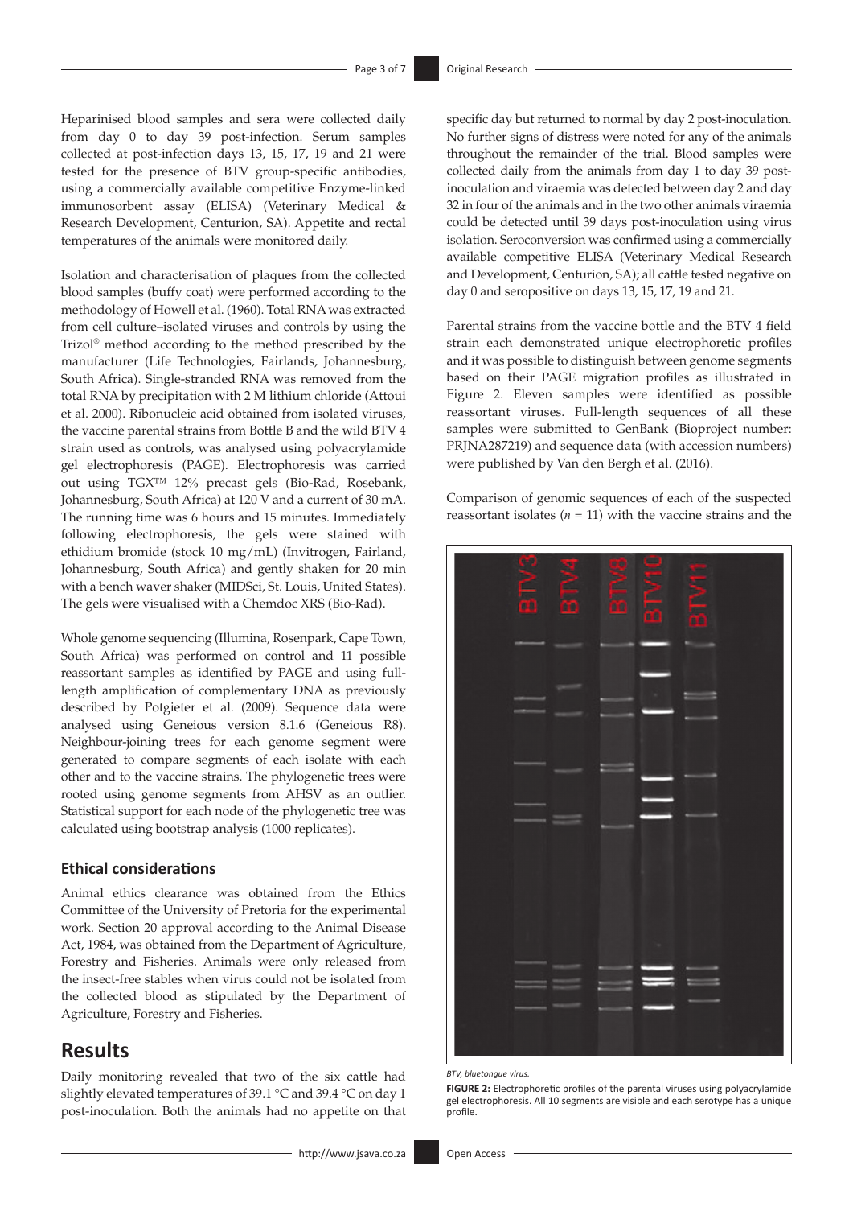Heparinised blood samples and sera were collected daily from day 0 to day 39 post-infection. Serum samples collected at post-infection days 13, 15, 17, 19 and 21 were tested for the presence of BTV group-specific antibodies, using a commercially available competitive Enzyme-linked immunosorbent assay (ELISA) (Veterinary Medical & Research Development, Centurion, SA). Appetite and rectal temperatures of the animals were monitored daily.

Isolation and characterisation of plaques from the collected blood samples (buffy coat) were performed according to the methodology of Howell et al. (1960). Total RNA was extracted from cell culture–isolated viruses and controls by using the Trizol® method according to the method prescribed by the manufacturer (Life Technologies, Fairlands, Johannesburg, South Africa). Single-stranded RNA was removed from the total RNA by precipitation with 2 M lithium chloride (Attoui et al. 2000). Ribonucleic acid obtained from isolated viruses, the vaccine parental strains from Bottle B and the wild BTV 4 strain used as controls, was analysed using polyacrylamide gel electrophoresis (PAGE). Electrophoresis was carried out using TGX™ 12% precast gels (Bio-Rad, Rosebank, Johannesburg, South Africa) at 120 V and a current of 30 mA. The running time was 6 hours and 15 minutes. Immediately following electrophoresis, the gels were stained with ethidium bromide (stock 10 mg/mL) (Invitrogen, Fairland, Johannesburg, South Africa) and gently shaken for 20 min with a bench waver shaker (MIDSci, St. Louis, United States). The gels were visualised with a Chemdoc XRS (Bio-Rad).

Whole genome sequencing (Illumina, Rosenpark, Cape Town, South Africa) was performed on control and 11 possible reassortant samples as identified by PAGE and using full-length amplification of complementary DNA as previously described by Potgieter et al. (2009). Sequence data were analysed using Geneious version 8.1.6 (Geneious R8). Neighbour-joining trees for each genome segment were generated to compare segments of each isolate with each other and to the vaccine strains. The phylogenetic trees were rooted using genome segments from AHSV as an outlier. Statistical support for each node of the phylogenetic tree was calculated using bootstrap analysis (1000 replicates).

### Ethical considerations

Animal ethics clearance was obtained from the Ethics Committee of the University of Pretoria for the experimental work. Section 20 approval according to the Animal Disease Act, 1984, was obtained from the Department of Agriculture, Forestry and Fisheries. Animals were only released from the insect-free stables when virus could not be isolated from the collected blood as stipulated by the Department of Agriculture, Forestry and Fisheries.

## Results

Daily monitoring revealed that two of the six cattle had slightly elevated temperatures of 39.1 °C and 39.4 °C on day 1 post-inoculation. Both the animals had no appetite on that specific day but returned to normal by day 2 post-inoculation. No further signs of distress were noted for any of the animals throughout the remainder of the trial. Blood samples were collected daily from the animals from day 1 to day 39 post-inoculation and viraemia was detected between day 2 and day 32 in four of the animals and in the two other animals viraemia could be detected until 39 days post-inoculation using virus isolation. Seroconversion was confirmed using a commercially available competitive ELISA (Veterinary Medical Research and Development, Centurion, SA); all cattle tested negative on day 0 and seropositive on days 13, 15, 17, 19 and 21.

Parental strains from the vaccine bottle and the BTV 4 field strain each demonstrated unique electrophoretic profiles and it was possible to distinguish between genome segments based on their PAGE migration profiles as illustrated in Figure 2. Eleven samples were identified as possible reassortant viruses. Full-length sequences of all these samples were submitted to GenBank (Bioproject number: PRJNA287219) and sequence data (with accession numbers) were published by Van den Bergh et al. (2016).

Comparison of genomic sequences of each of the suspected reassortant isolates ($n$ = 11) with the vaccine strains and the

*BTV, bluetongue virus.*

**FIGURE 2:** Electrophoretic profiles of the parental viruses using polyacrylamide gel electrophoresis. All 10 segments are visible and each serotype has a unique profile.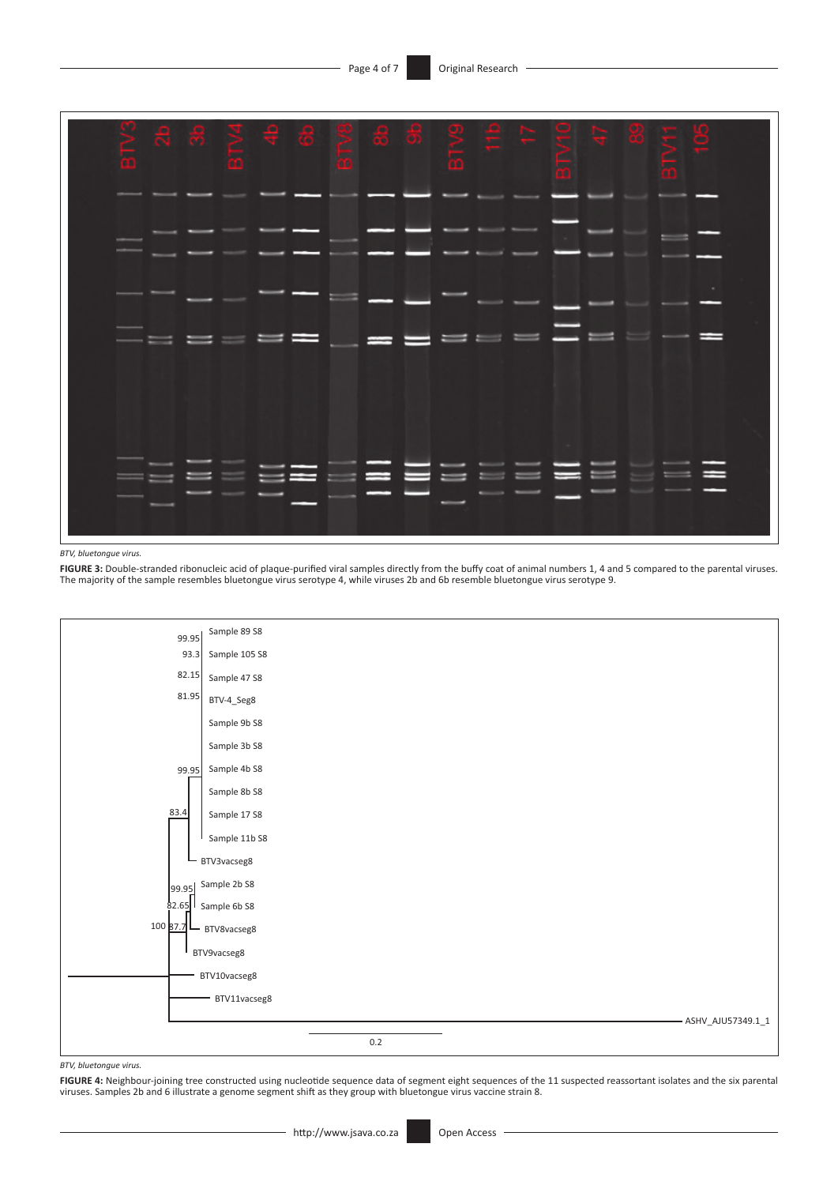BTV, bluetongue virus.

**FIGURE 3:** Double-stranded ribonucleic acid of plaque-purified viral samples directly from the buffy coat of animal numbers 1, 4 and 5 compared to the parental viruses. The majority of the sample resembles bluetongue virus serotype 4, while viruses 2b and 6b resemble bluetongue virus serotype 9.

BTV, bluetongue virus.

**FIGURE 4:** Neighbour-joining tree constructed using nucleotide sequence data of segment eight sequences of the 11 suspected reassortant isolates and the six parental viruses. Samples 2b and 6 illustrate a genome segment shift as they group with bluetongue virus vaccine strain 8.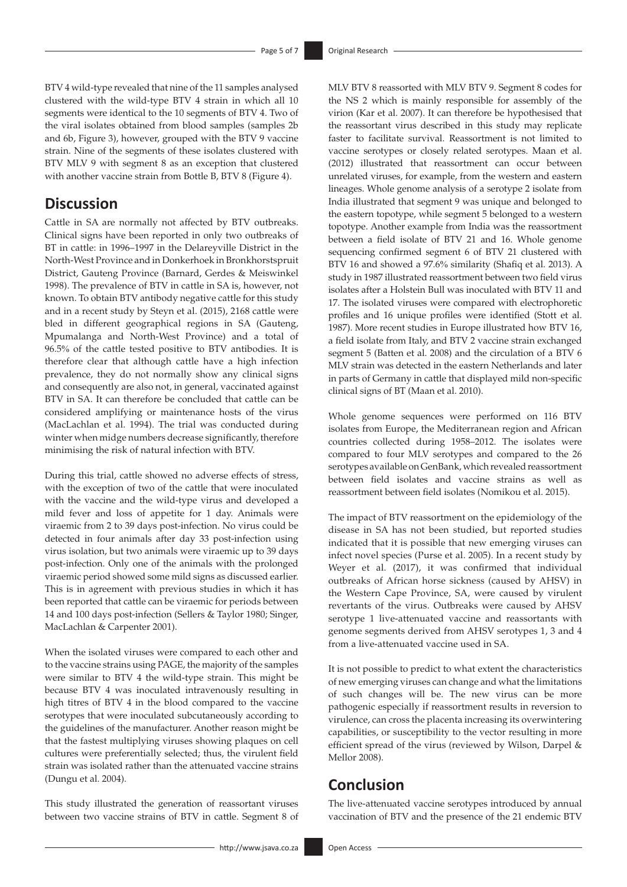BTV 4 wild-type revealed that nine of the 11 samples analysed clustered with the wild-type BTV 4 strain in which all 10 segments were identical to the 10 segments of BTV 4. Two of the viral isolates obtained from blood samples (samples 2b and 6b, Figure 3), however, grouped with the BTV 9 vaccine strain. Nine of the segments of these isolates clustered with BTV MLV 9 with segment 8 as an exception that clustered with another vaccine strain from Bottle B, BTV 8 (Figure 4).

## Discussion

Cattle in SA are normally not affected by BTV outbreaks. Clinical signs have been reported in only two outbreaks of BT in cattle: in 1996–1997 in the Delareyville District in the North-West Province and in Donkerhoek in Bronkhorstspruit District, Gauteng Province (Barnard, Gerdes & Meiswinkel 1998). The prevalence of BTV in cattle in SA is, however, not known. To obtain BTV antibody negative cattle for this study and in a recent study by Steyn et al. (2015), 2168 cattle were bled in different geographical regions in SA (Gauteng, Mpumalanga and North-West Province) and a total of 96.5% of the cattle tested positive to BTV antibodies. It is therefore clear that although cattle have a high infection prevalence, they do not normally show any clinical signs and consequently are also not, in general, vaccinated against BTV in SA. It can therefore be concluded that cattle can be considered amplifying or maintenance hosts of the virus (MacLachlan et al. 1994). The trial was conducted during winter when midge numbers decrease significantly, therefore minimising the risk of natural infection with BTV.

During this trial, cattle showed no adverse effects of stress, with the exception of two of the cattle that were inoculated with the vaccine and the wild-type virus and developed a mild fever and loss of appetite for 1 day. Animals were viraemic from 2 to 39 days post-infection. No virus could be detected in four animals after day 33 post-infection using virus isolation, but two animals were viraemic up to 39 days post-infection. Only one of the animals with the prolonged viraemic period showed some mild signs as discussed earlier. This is in agreement with previous studies in which it has been reported that cattle can be viraemic for periods between 14 and 100 days post-infection (Sellers & Taylor 1980; Singer, MacLachlan & Carpenter 2001).

When the isolated viruses were compared to each other and to the vaccine strains using PAGE, the majority of the samples were similar to BTV 4 the wild-type strain. This might be because BTV 4 was inoculated intravenously resulting in high titres of BTV 4 in the blood compared to the vaccine serotypes that were inoculated subcutaneously according to the guidelines of the manufacturer. Another reason might be that the fastest multiplying viruses showing plaques on cell cultures were preferentially selected; thus, the virulent field strain was isolated rather than the attenuated vaccine strains (Dungu et al. 2004).

This study illustrated the generation of reassortant viruses between two vaccine strains of BTV in cattle. Segment 8 of MLV BTV 8 reassorted with MLV BTV 9. Segment 8 codes for the NS 2 which is mainly responsible for assembly of the virion (Kar et al. 2007). It can therefore be hypothesised that the reassortant virus described in this study may replicate faster to facilitate survival. Reassortment is not limited to vaccine serotypes or closely related serotypes. Maan et al. (2012) illustrated that reassortment can occur between unrelated viruses, for example, from the western and eastern lineages. Whole genome analysis of a serotype 2 isolate from India illustrated that segment 9 was unique and belonged to the eastern topotype, while segment 5 belonged to a western topotype. Another example from India was the reassortment between a field isolate of BTV 21 and 16. Whole genome sequencing confirmed segment 6 of BTV 21 clustered with BTV 16 and showed a 97.6% similarity (Shafiq et al. 2013). A study in 1987 illustrated reassortment between two field virus isolates after a Holstein Bull was inoculated with BTV 11 and 17. The isolated viruses were compared with electrophoretic profiles and 16 unique profiles were identified (Stott et al. 1987). More recent studies in Europe illustrated how BTV 16, a field isolate from Italy, and BTV 2 vaccine strain exchanged segment 5 (Batten et al. 2008) and the circulation of a BTV 6 MLV strain was detected in the eastern Netherlands and later in parts of Germany in cattle that displayed mild non-specific clinical signs of BT (Maan et al. 2010).

Whole genome sequences were performed on 116 BTV isolates from Europe, the Mediterranean region and African countries collected during 1958–2012. The isolates were compared to four MLV serotypes and compared to the 26 serotypes available on GenBank, which revealed reassortment between field isolates and vaccine strains as well as reassortment between field isolates (Nomikou et al. 2015).

The impact of BTV reassortment on the epidemiology of the disease in SA has not been studied, but reported studies indicated that it is possible that new emerging viruses can infect novel species (Purse et al. 2005). In a recent study by Weyer et al. (2017), it was confirmed that individual outbreaks of African horse sickness (caused by AHSV) in the Western Cape Province, SA, were caused by virulent revertants of the virus. Outbreaks were caused by AHSV serotype 1 live-attenuated vaccine and reassortants with genome segments derived from AHSV serotypes 1, 3 and 4 from a live-attenuated vaccine used in SA.

It is not possible to predict to what extent the characteristics of new emerging viruses can change and what the limitations of such changes will be. The new virus can be more pathogenic especially if reassortment results in reversion to virulence, can cross the placenta increasing its overwintering capabilities, or susceptibility to the vector resulting in more efficient spread of the virus (reviewed by Wilson, Darpel & Mellor 2008).

## Conclusion

The live-attenuated vaccine serotypes introduced by annual vaccination of BTV and the presence of the 21 endemic BTV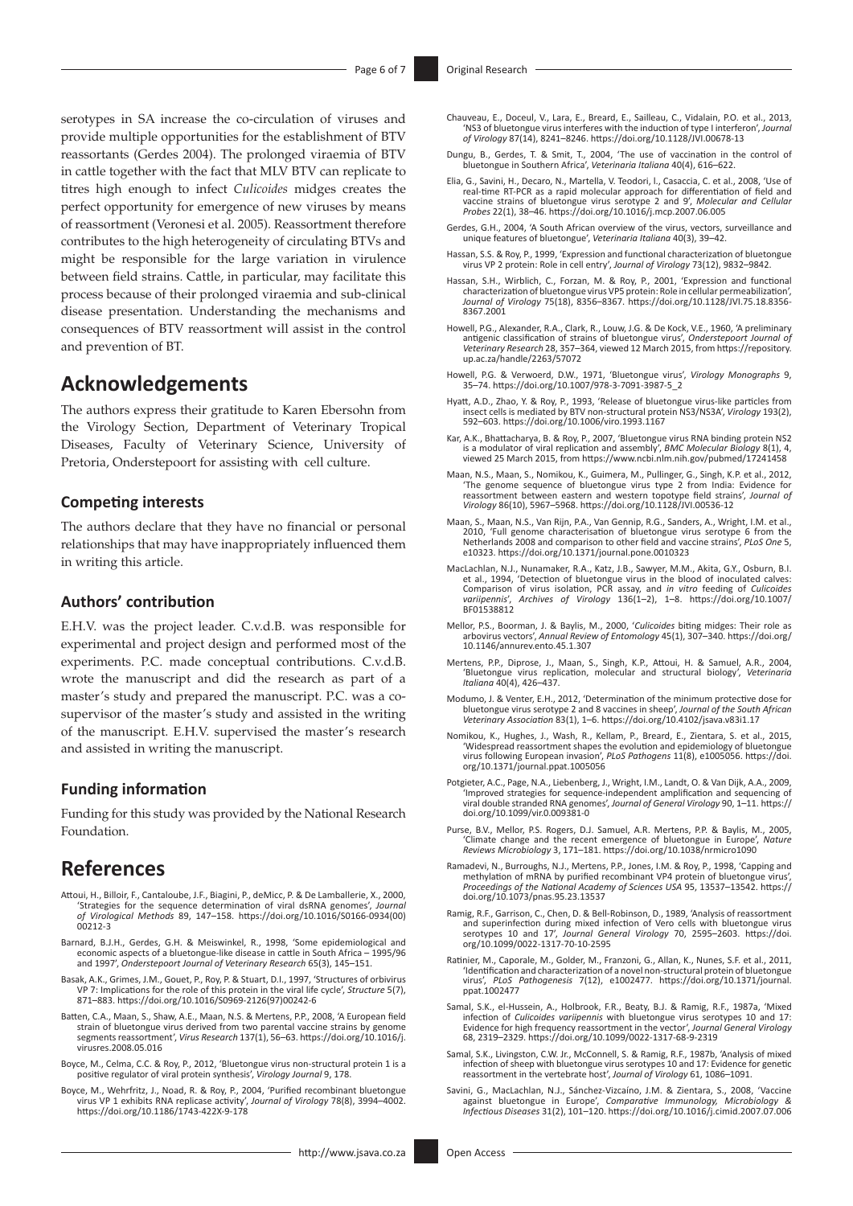serotypes in SA increase the co-circulation of viruses and provide multiple opportunities for the establishment of BTV reassortants (Gerdes 2004). The prolonged viraemia of BTV in cattle together with the fact that MLV BTV can replicate to titres high enough to infect *Culicoides* midges creates the perfect opportunity for emergence of new viruses by means of reassortment (Veronesi et al. 2005). Reassortment therefore contributes to the high heterogeneity of circulating BTVs and might be responsible for the large variation in virulence between field strains. Cattle, in particular, may facilitate this process because of their prolonged viraemia and sub-clinical disease presentation. Understanding the mechanisms and consequences of BTV reassortment will assist in the control and prevention of BT.

# Acknowledgements

The authors express their gratitude to Karen Ebersohn from the Virology Section, Department of Veterinary Tropical Diseases, Faculty of Veterinary Science, University of Pretoria, Onderstepoort for assisting with cell culture.

### Competing interests

The authors declare that they have no financial or personal relationships that may have inappropriately influenced them in writing this article.

### Authors' contribution

E.H.V. was the project leader. C.v.d.B. was responsible for experimental and project design and performed most of the experiments. P.C. made conceptual contributions. C.v.d.B. wrote the manuscript and did the research as part of a master's study and prepared the manuscript. P.C. was a co-supervisor of the master's study and assisted in the writing of the manuscript. E.H.V. supervised the master's research and assisted in writing the manuscript.

### Funding information

Funding for this study was provided by the National Research Foundation.

# References

Attoui, H., Billoir, F., Cantaloube, J.F., Biagini, P., deMicc, P. & De Lamballerie, X., 2000, 'Strategies for the sequence determination of viral dsRNA genomes', *Journal of Virological Methods* 89, 147–158. https://doi.org/10.1016/S0166-0934(00)00212-3

Barnard, B.J.H., Gerdes, G.H. & Meiswinkel, R., 1998, 'Some epidemiological and economic aspects of a bluetongue-like disease in cattle in South Africa – 1995/96 and 1997', *Onderstepoort Journal of Veterinary Research* 65(3), 145–151.

Basak, A.K., Grimes, J.M., Gouet, P., Roy, P. & Stuart, D.I., 1997, 'Structures of orbivirus VP 7: Implications for the role of this protein in the viral life cycle', *Structure* 5(7), 871–883. https://doi.org/10.1016/S0969-2126(97)00242-6

Batten, C.A., Maan, S., Shaw, A.E., Maan, N.S. & Mertens, P.P., 2008, 'A European field strain of bluetongue virus derived from two parental vaccine strains by genome segments reassortment', *Virus Research* 137(1), 56–63. https://doi.org/10.1016/j.virusres.2008.05.016

Boyce, M., Celma, C.C. & Roy, P., 2012, 'Bluetongue virus non-structural protein 1 is a positive regulator of viral protein synthesis', *Virology Journal* 9, 178.

Boyce, M., Wehrfritz, J., Noad, R. & Roy, P., 2004, 'Purified recombinant bluetongue virus VP 1 exhibits RNA replicase activity', *Journal of Virology* 78(8), 3994–4002. https://doi.org/10.1186/1743-422X-9-178

Chauveau, E., Doceul, V., Lara, E., Breard, E., Sailleau, C., Vidalain, P.O. et al., 2013, 'NS3 of bluetongue virus interferes with the induction of type I interferon', *Journal of Virology* 87(14), 8241–8246. https://doi.org/10.1128/JVI.00678-13

Dungu, B., Gerdes, T. & Smit, T., 2004, 'The use of vaccination in the control of bluetongue in Southern Africa', *Veterinaria Italiana* 40(4), 616–622.

Elia, G., Savini, H., Decaro, N., Martella, V. Teodori, l., Casaccia, C. et al., 2008, 'Use of real-time RT-PCR as a rapid molecular approach for differentiation of field and vaccine strains of bluetongue virus serotype 2 and 9', *Molecular and Cellular Probes* 22(1), 38–46. https://doi.org/10.1016/j.mcp.2007.06.005

Gerdes, G.H., 2004, 'A South African overview of the virus, vectors, surveillance and unique features of bluetongue', *Veterinaria Italiana* 40(3), 39–42.

Hassan, S.S. & Roy, P., 1999, 'Expression and functional characterization of bluetongue virus VP 2 protein: Role in cell entry', *Journal of Virology* 73(12), 9832–9842.

Hassan, S.H., Wirblich, C., Forzan, M. & Roy, P., 2001, 'Expression and functional characterization of bluetongue virus VP5 protein: Role in cellular permeabilization', *Journal of Virology* 75(18), 8356–8367. https://doi.org/10.1128/JVI.75.18.8356-8367.2001

Howell, P.G., Alexander, R.A., Clark, R., Louw, J.G. & De Kock, V.E., 1960, 'A preliminary antigenic classification of strains of bluetongue virus', *Onderstepoort Journal of Veterinary Research* 28, 357–364, viewed 12 March 2015, from https://repository.up.ac.za/handle/2263/57072

Howell, P.G. & Verwoerd, D.W., 1971, 'Bluetongue virus', *Virology Monographs* 9, 35–74. https://doi.org/10.1007/978-3-7091-3987-5_2

Hyatt, A.D., Zhao, Y. & Roy, P., 1993, 'Release of bluetongue virus-like particles from insect cells is mediated by BTV non-structural protein NS3/NS3A', *Virology* 193(2), 592–603. https://doi.org/10.1006/viro.1993.1167

Kar, A.K., Bhattacharya, B. & Roy, P., 2007, 'Bluetongue virus RNA binding protein NS2 is a modulator of viral replication and assembly', *BMC Molecular Biology* 8(1), 4, viewed 25 March 2015, from https://www.ncbi.nlm.nih.gov/pubmed/17241458

Maan, N.S., Maan, S., Nomikou, K., Guimera, M., Pullinger, G., Singh, K.P. et al., 2012, 'The genome sequence of bluetongue virus type 2 from India: Evidence for reassortment between eastern and western topotype field strains', *Journal of Virology* 86(10), 5967–5968. https://doi.org/10.1128/JVI.00536-12

Maan, S., Maan, N.S., Van Rijn, P.A., Van Gennip, R.G., Sanders, A., Wright, I.M. et al., 2010, 'Full genome characterisation of bluetongue virus serotype 6 from the Netherlands 2008 and comparison to other field and vaccine strains', *PLoS One* 5, e10323. https://doi.org/10.1371/journal.pone.0010323

MacLachlan, N.J., Nunamaker, R.A., Katz, J.B., Sawyer, M.M., Akita, G.Y., Osburn, B.I. et al., 1994, 'Detection of bluetongue virus in the blood of inoculated calves: Comparison of virus isolation, PCR assay, and *in vitro* feeding of *Culicoides variipennis*', *Archives of Virology* 136(1–2), 1–8. https://doi.org/10.1007/BF01538812

Mellor, P.S., Boorman, J. & Baylis, M., 2000, '*Culicoides* biting midges: Their role as arbovirus vectors', *Annual Review of Entomology* 45(1), 307–340. https://doi.org/10.1146/annurev.ento.45.1.307

Mertens, P.P., Diprose, J., Maan, S., Singh, K.P., Attoui, H. & Samuel, A.R., 2004, 'Bluetongue virus replication, molecular and structural biology', *Veterinaria Italiana* 40(4), 426–437.

Modumo, J. & Venter, E.H., 2012, 'Determination of the minimum protective dose for bluetongue virus serotype 2 and 8 vaccines in sheep', *Journal of the South African Veterinary Association* 83(1), 1–6. https://doi.org/10.4102/jsava.v83i1.17

Nomikou, K., Hughes, J., Wash, R., Kellam, P., Breard, E., Zientara, S. et al., 2015, 'Widespread reassortment shapes the evolution and epidemiology of bluetongue virus following European invasion', *PLoS Pathogens* 11(8), e1005056. https://doi.org/10.1371/journal.ppat.1005056

Potgieter, A.C., Page, N.A., Liebenberg, J., Wright, I.M., Landt, O. & Van Dijk, A.A., 2009, 'Improved strategies for sequence-independent amplification and sequencing of viral double stranded RNA genomes', *Journal of General Virology* 90, 1–11. https://doi.org/10.1099/vir.0.009381-0

Purse, B.V., Mellor, P.S. Rogers, D.J. Samuel, A.R. Mertens, P.P. & Baylis, M., 2005, 'Climate change and the recent emergence of bluetongue in Europe', *Nature Reviews Microbiology* 3, 171–181. https://doi.org/10.1038/nrmicro1090

Ramadevi, N., Burroughs, N.J., Mertens, P.P., Jones, I.M. & Roy, P., 1998, 'Capping and methylation of mRNA by purified recombinant VP4 protein of bluetongue virus', *Proceedings of the National Academy of Sciences USA* 95, 13537–13542. https://doi.org/10.1073/pnas.95.23.13537

Ramig, R.F., Garrison, C., Chen, D. & Bell-Robinson, D., 1989, 'Analysis of reassortment and superinfection during mixed infection of Vero cells with bluetongue virus serotypes 10 and 17', *Journal General Virology* 70, 2595–2603. https://doi.org/10.1099/0022-1317-70-10-2595

Ratinier, M., Caporale, M., Golder, M., Franzoni, G., Allan, K., Nunes, S.F. et al., 2011, 'Identification and characterization of a novel non-structural protein of bluetongue virus', *PLoS Pathogenesis* 7(12), e1002477. https://doi.org/10.1371/journal.ppat.1002477

Samal, S.K., el-Hussein, A., Holbrook, F.R., Beaty, B.J. & Ramig, R.F., 1987a, 'Mixed infection of *Culicoides variipennis* with bluetongue virus serotypes 10 and 17: Evidence for high frequency reassortment in the vector', *Journal General Virology* 68, 2319–2329. https://doi.org/10.1099/0022-1317-68-9-2319

Samal, S.K., Livingston, C.W. Jr., McConnell, S. & Ramig, R.F., 1987b, 'Analysis of mixed infection of sheep with bluetongue virus serotypes 10 and 17: Evidence for genetic reassortment in the vertebrate host', *Journal of Virology* 61, 1086–1091.

Savini, G., MacLachlan, N.J., Sánchez-Vizcaíno, J.M. & Zientara, S., 2008, 'Vaccine against bluetongue in Europe', *Comparative Immunology, Microbiology & Infectious Diseases* 31(2), 101–120. https://doi.org/10.1016/j.cimid.2007.07.006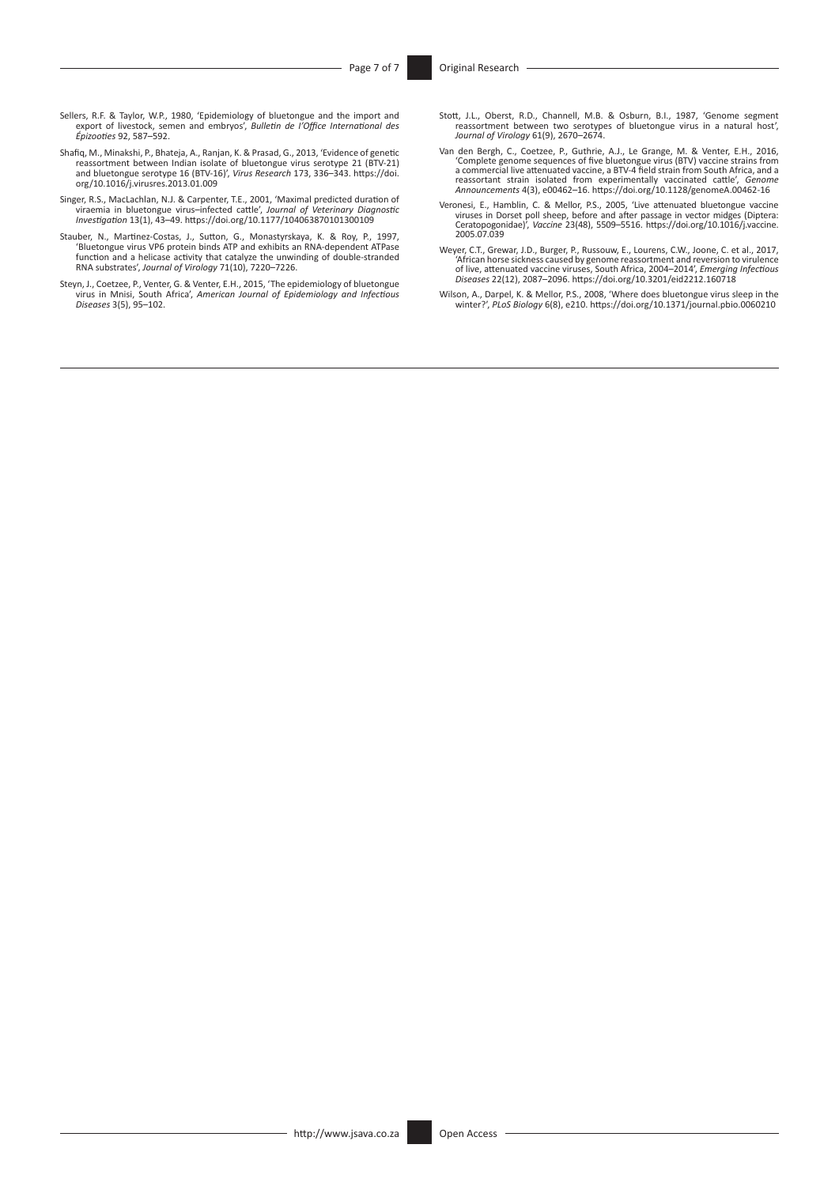Sellers, R.F. & Taylor, W.P., 1980, 'Epidemiology of bluetongue and the import and export of livestock, semen and embryos', *Bulletin de l'Office International des Épizooties* 92, 587–592.

Shafiq, M., Minakshi, P., Bhateja, A., Ranjan, K. & Prasad, G., 2013, 'Evidence of genetic reassortment between Indian isolate of bluetongue virus serotype 21 (BTV-21) and bluetongue serotype 16 (BTV-16)', *Virus Research* 173, 336–343. https://doi.org/10.1016/j.virusres.2013.01.009

Singer, R.S., MacLachlan, N.J. & Carpenter, T.E., 2001, 'Maximal predicted duration of viraemia in bluetongue virus–infected cattle', *Journal of Veterinary Diagnostic Investigation* 13(1), 43–49. https://doi.org/10.1177/104063870101300109

Stauber, N., Martinez-Costas, J., Sutton, G., Monastyrskaya, K. & Roy, P., 1997, 'Bluetongue virus VP6 protein binds ATP and exhibits an RNA-dependent ATPase function and a helicase activity that catalyze the unwinding of double-stranded RNA substrates', *Journal of Virology* 71(10), 7220–7226.

Steyn, J., Coetzee, P., Venter, G. & Venter, E.H., 2015, 'The epidemiology of bluetongue virus in Mnisi, South Africa', *American Journal of Epidemiology and Infectious Diseases* 3(5), 95–102.

Stott, J.L., Oberst, R.D., Channell, M.B. & Osburn, B.I., 1987, 'Genome segment reassortment between two serotypes of bluetongue virus in a natural host', *Journal of Virology* 61(9), 2670–2674.

Van den Bergh, C., Coetzee, P., Guthrie, A.J., Le Grange, M. & Venter, E.H., 2016, 'Complete genome sequences of five bluetongue virus (BTV) vaccine strains from a commercial live attenuated vaccine, a BTV-4 field strain from South Africa, and a reassortant strain isolated from experimentally vaccinated cattle', *Genome Announcements* 4(3), e00462–16. https://doi.org/10.1128/genomeA.00462-16

Veronesi, E., Hamblin, C. & Mellor, P.S., 2005, 'Live attenuated bluetongue vaccine viruses in Dorset poll sheep, before and after passage in vector midges (Diptera: Ceratopogonidae)', *Vaccine* 23(48), 5509–5516. https://doi.org/10.1016/j.vaccine.2005.07.039

Weyer, C.T., Grewar, J.D., Burger, P., Russouw, E., Lourens, C.W., Joone, C. et al., 2017, 'African horse sickness caused by genome reassortment and reversion to virulence of live, attenuated vaccine viruses, South Africa, 2004–2014', *Emerging Infectious Diseases* 22(12), 2087–2096. https://doi.org/10.3201/eid2212.160718

Wilson, A., Darpel, K. & Mellor, P.S., 2008, 'Where does bluetongue virus sleep in the winter?', *PLoS Biology* 6(8), e210. https://doi.org/10.1371/journal.pbio.0060210